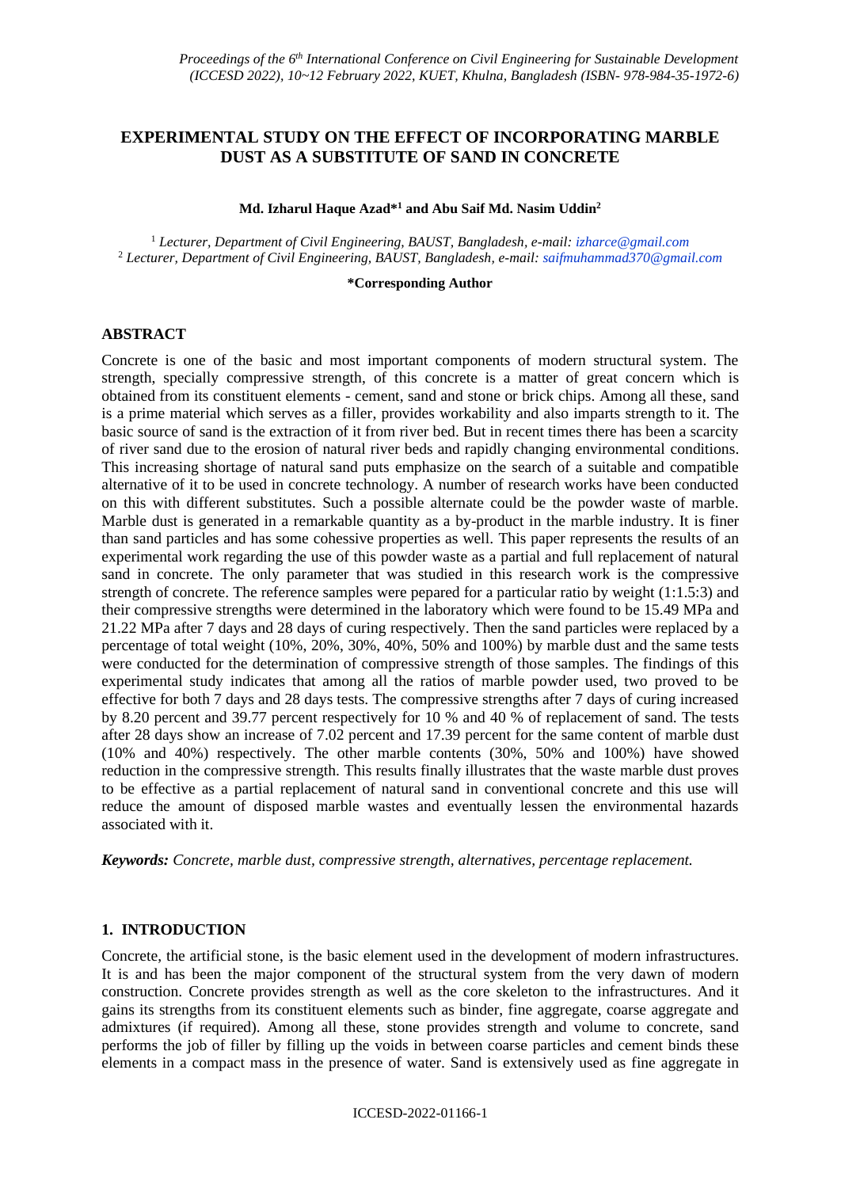# EXPERIMENTAL STUDY ON THE EFFECT OF INCORPORATING MARBLE DUST AS A SUBSTITUTE OF SAND IN CONCRETE

**Md. Izharul Haque Azad*[1] and Abu Saif Md. Nasim Uddin[2]**

[1] *Lecturer, Department of Civil Engineering, BAUST, Bangladesh, e-mail: izharce@gmail.com*
[2] *Lecturer, Department of Civil Engineering, BAUST, Bangladesh, e-mail: saifmuhammad370@gmail.com*

**\*Corresponding Author**

## ABSTRACT

Concrete is one of the basic and most important components of modern structural system. The strength, specially compressive strength, of this concrete is a matter of great concern which is obtained from its constituent elements - cement, sand and stone or brick chips. Among all these, sand is a prime material which serves as a filler, provides workability and also imparts strength to it. The basic source of sand is the extraction of it from river bed. But in recent times there has been a scarcity of river sand due to the erosion of natural river beds and rapidly changing environmental conditions. This increasing shortage of natural sand puts emphasize on the search of a suitable and compatible alternative of it to be used in concrete technology. A number of research works have been conducted on this with different substitutes. Such a possible alternate could be the powder waste of marble. Marble dust is generated in a remarkable quantity as a by-product in the marble industry. It is finer than sand particles and has some cohesive properties as well. This paper represents the results of an experimental work regarding the use of this powder waste as a partial and full replacement of natural sand in concrete. The only parameter that was studied in this research work is the compressive strength of concrete. The reference samples were pepared for a particular ratio by weight (1:1.5:3) and their compressive strengths were determined in the laboratory which were found to be 15.49 MPa and 21.22 MPa after 7 days and 28 days of curing respectively. Then the sand particles were replaced by a percentage of total weight (10%, 20%, 30%, 40%, 50% and 100%) by marble dust and the same tests were conducted for the determination of compressive strength of those samples. The findings of this experimental study indicates that among all the ratios of marble powder used, two proved to be effective for both 7 days and 28 days tests. The compressive strengths after 7 days of curing increased by 8.20 percent and 39.77 percent respectively for 10 % and 40 % of replacement of sand. The tests after 28 days show an increase of 7.02 percent and 17.39 percent for the same content of marble dust (10% and 40%) respectively. The other marble contents (30%, 50% and 100%) have showed reduction in the compressive strength. This results finally illustrates that the waste marble dust proves to be effective as a partial replacement of natural sand in conventional concrete and this use will reduce the amount of disposed marble wastes and eventually lessen the environmental hazards associated with it.

***Keywords:*** *Concrete, marble dust, compressive strength, alternatives, percentage replacement.*

## 1. INTRODUCTION

Concrete, the artificial stone, is the basic element used in the development of modern infrastructures. It is and has been the major component of the structural system from the very dawn of modern construction. Concrete provides strength as well as the core skeleton to the infrastructures. And it gains its strengths from its constituent elements such as binder, fine aggregate, coarse aggregate and admixtures (if required). Among all these, stone provides strength and volume to concrete, sand performs the job of filler by filling up the voids in between coarse particles and cement binds these elements in a compact mass in the presence of water. Sand is extensively used as fine aggregate in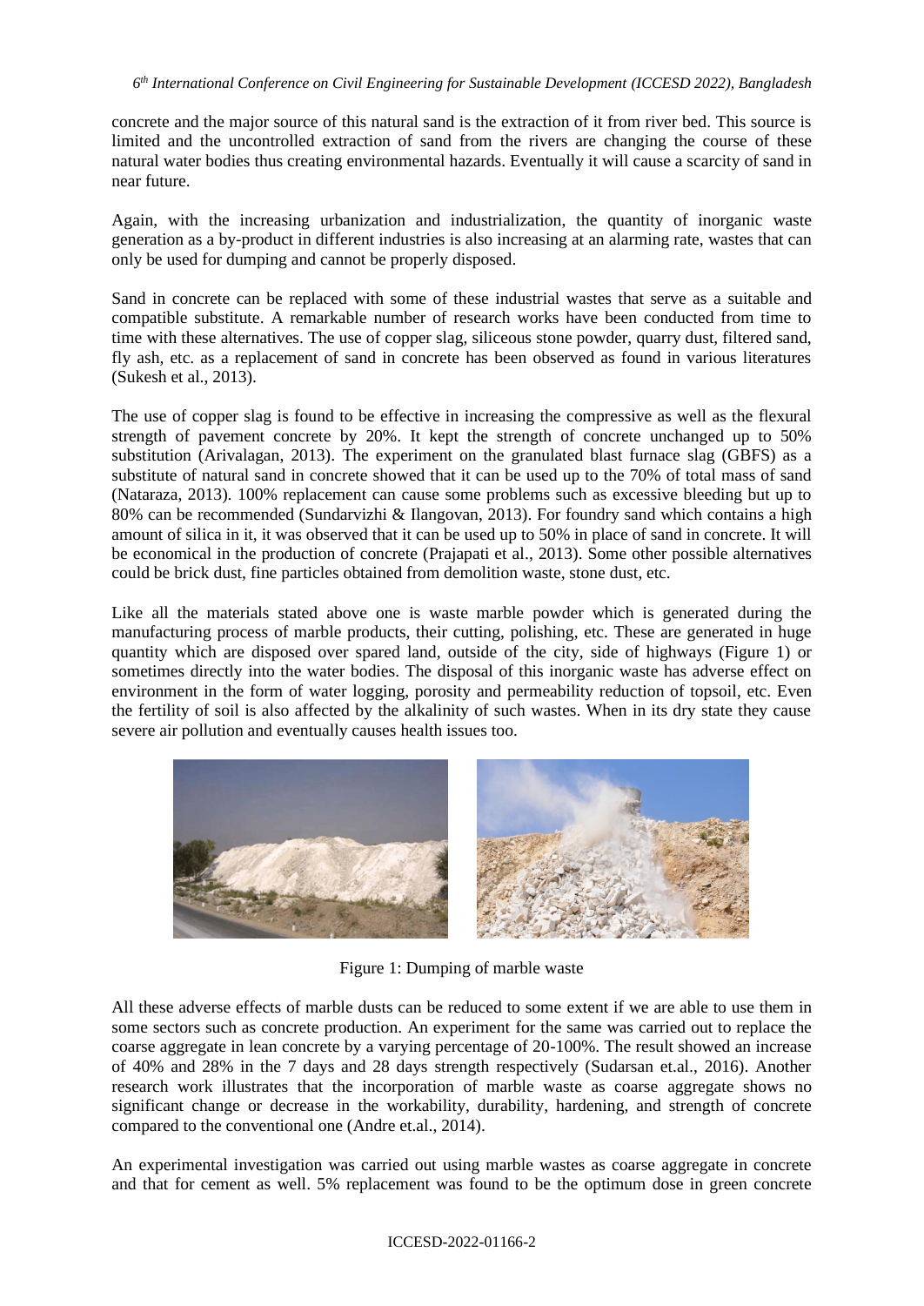concrete and the major source of this natural sand is the extraction of it from river bed. This source is limited and the uncontrolled extraction of sand from the rivers are changing the course of these natural water bodies thus creating environmental hazards. Eventually it will cause a scarcity of sand in near future.

Again, with the increasing urbanization and industrialization, the quantity of inorganic waste generation as a by-product in different industries is also increasing at an alarming rate, wastes that can only be used for dumping and cannot be properly disposed.

Sand in concrete can be replaced with some of these industrial wastes that serve as a suitable and compatible substitute. A remarkable number of research works have been conducted from time to time with these alternatives. The use of copper slag, siliceous stone powder, quarry dust, filtered sand, fly ash, etc. as a replacement of sand in concrete has been observed as found in various literatures (Sukesh et al., 2013).

The use of copper slag is found to be effective in increasing the compressive as well as the flexural strength of pavement concrete by 20%. It kept the strength of concrete unchanged up to 50% substitution (Arivalagan, 2013). The experiment on the granulated blast furnace slag (GBFS) as a substitute of natural sand in concrete showed that it can be used up to the 70% of total mass of sand (Nataraza, 2013). 100% replacement can cause some problems such as excessive bleeding but up to 80% can be recommended (Sundarvizhi & Ilangovan, 2013). For foundry sand which contains a high amount of silica in it, it was observed that it can be used up to 50% in place of sand in concrete. It will be economical in the production of concrete (Prajapati et al., 2013). Some other possible alternatives could be brick dust, fine particles obtained from demolition waste, stone dust, etc.

Like all the materials stated above one is waste marble powder which is generated during the manufacturing process of marble products, their cutting, polishing, etc. These are generated in huge quantity which are disposed over spared land, outside of the city, side of highways (Figure 1) or sometimes directly into the water bodies. The disposal of this inorganic waste has adverse effect on environment in the form of water logging, porosity and permeability reduction of topsoil, etc. Even the fertility of soil is also affected by the alkalinity of such wastes. When in its dry state they cause severe air pollution and eventually causes health issues too.

Figure 1: Dumping of marble waste

All these adverse effects of marble dusts can be reduced to some extent if we are able to use them in some sectors such as concrete production. An experiment for the same was carried out to replace the coarse aggregate in lean concrete by a varying percentage of 20-100%. The result showed an increase of 40% and 28% in the 7 days and 28 days strength respectively (Sudarsan et.al., 2016). Another research work illustrates that the incorporation of marble waste as coarse aggregate shows no significant change or decrease in the workability, durability, hardening, and strength of concrete compared to the conventional one (Andre et.al., 2014).

An experimental investigation was carried out using marble wastes as coarse aggregate in concrete and that for cement as well. 5% replacement was found to be the optimum dose in green concrete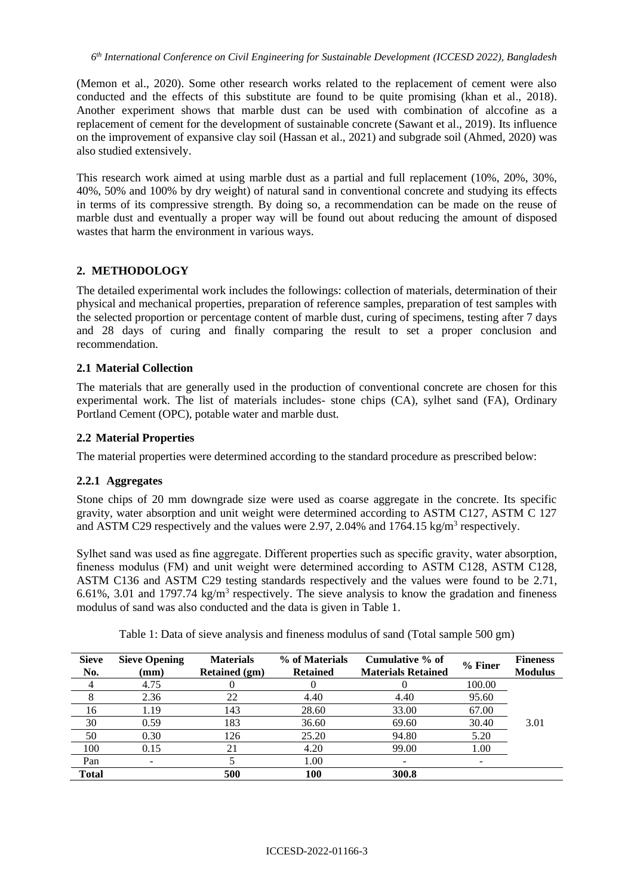(Memon et al., 2020). Some other research works related to the replacement of cement were also conducted and the effects of this substitute are found to be quite promising (khan et al., 2018). Another experiment shows that marble dust can be used with combination of alccofine as a replacement of cement for the development of sustainable concrete (Sawant et al., 2019). Its influence on the improvement of expansive clay soil (Hassan et al., 2021) and subgrade soil (Ahmed, 2020) was also studied extensively.

This research work aimed at using marble dust as a partial and full replacement (10%, 20%, 30%, 40%, 50% and 100% by dry weight) of natural sand in conventional concrete and studying its effects in terms of its compressive strength. By doing so, a recommendation can be made on the reuse of marble dust and eventually a proper way will be found out about reducing the amount of disposed wastes that harm the environment in various ways.

## 2. METHODOLOGY

The detailed experimental work includes the followings: collection of materials, determination of their physical and mechanical properties, preparation of reference samples, preparation of test samples with the selected proportion or percentage content of marble dust, curing of specimens, testing after 7 days and 28 days of curing and finally comparing the result to set a proper conclusion and recommendation.

### 2.1 Material Collection

The materials that are generally used in the production of conventional concrete are chosen for this experimental work. The list of materials includes- stone chips (CA), sylhet sand (FA), Ordinary Portland Cement (OPC), potable water and marble dust.

### 2.2 Material Properties

The material properties were determined according to the standard procedure as prescribed below:

#### 2.2.1 Aggregates

Stone chips of 20 mm downgrade size were used as coarse aggregate in the concrete. Its specific gravity, water absorption and unit weight were determined according to ASTM C127, ASTM C 127 and ASTM C29 respectively and the values were 2.97, 2.04% and 1764.15 kg/m$^3$ respectively.

Sylhet sand was used as fine aggregate. Different properties such as specific gravity, water absorption, fineness modulus (FM) and unit weight were determined according to ASTM C128, ASTM C128, ASTM C136 and ASTM C29 testing standards respectively and the values were found to be 2.71, 6.61%, 3.01 and 1797.74 kg/m$^3$ respectively. The sieve analysis to know the gradation and fineness modulus of sand was also conducted and the data is given in Table 1.

Table 1: Data of sieve analysis and fineness modulus of sand (Total sample 500 gm)

| Sieve No. | Sieve Opening (mm) | Materials Retained (gm) | % of Materials Retained | Cumulative % of Materials Retained | % Finer | Fineness Modulus |
|---|---|---|---|---|---|---|
| 4 | 4.75 | 0 | 0 | 0 | 100.00 | 3.01 |
| 8 | 2.36 | 22 | 4.40 | 4.40 | 95.60 | |
| 16 | 1.19 | 143 | 28.60 | 33.00 | 67.00 | |
| 30 | 0.59 | 183 | 36.60 | 69.60 | 30.40 | |
| 50 | 0.30 | 126 | 25.20 | 94.80 | 5.20 | |
| 100 | 0.15 | 21 | 4.20 | 99.00 | 1.00 | |
| Pan | - | 5 | 1.00 | - | - | |
| **Total** | | **500** | **100** | **300.8** | | |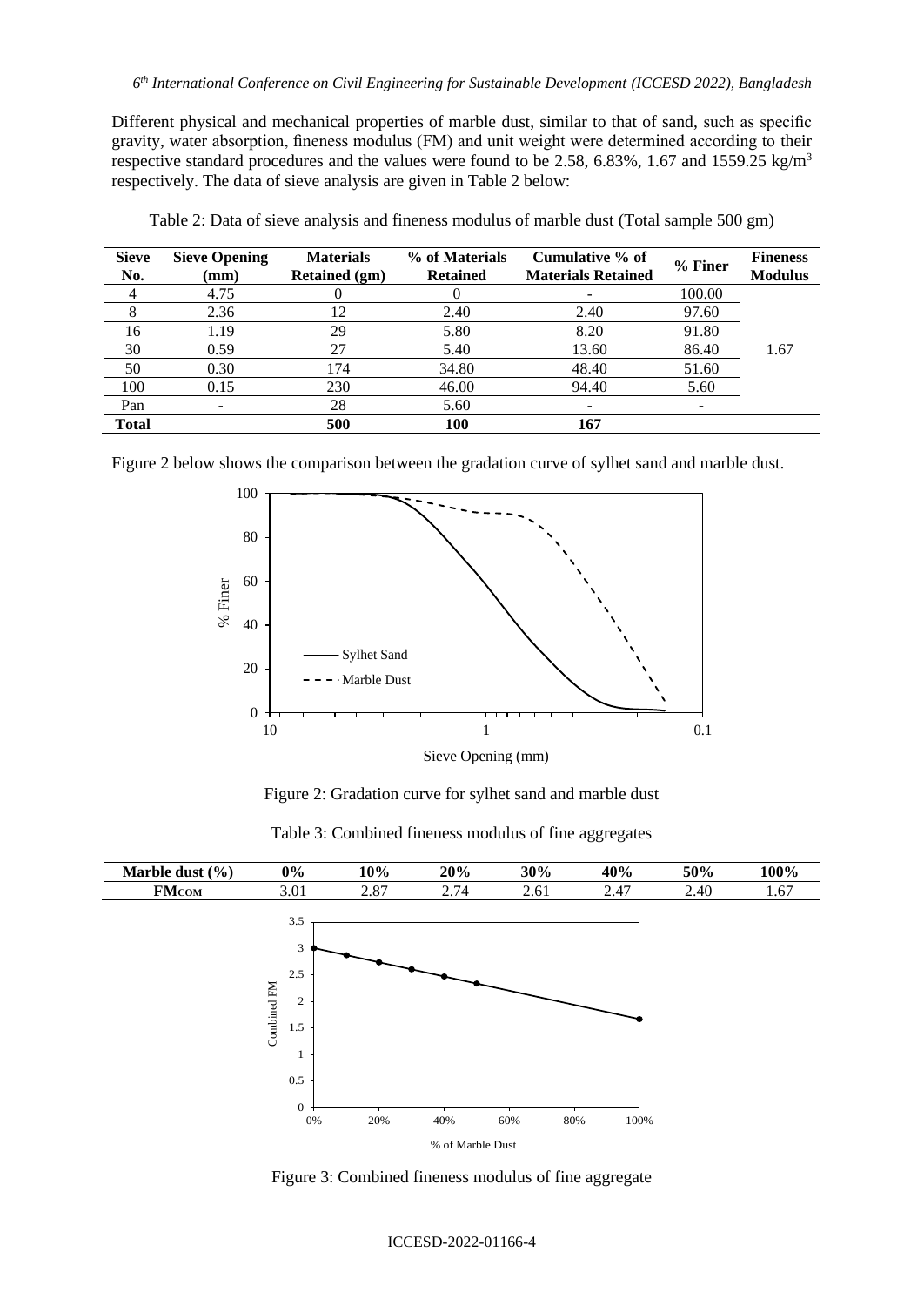Different physical and mechanical properties of marble dust, similar to that of sand, such as specific gravity, water absorption, fineness modulus (FM) and unit weight were determined according to their respective standard procedures and the values were found to be 2.58, 6.83%, 1.67 and 1559.25 kg/m$^3$ respectively. The data of sieve analysis are given in Table 2 below:

Table 2: Data of sieve analysis and fineness modulus of marble dust (Total sample 500 gm)

| Sieve No. | Sieve Opening (mm) | Materials Retained (gm) | % of Materials Retained | Cumulative % of Materials Retained | % Finer | Fineness Modulus |
|---|---|---|---|---|---|---|
| 4 | 4.75 | 0 | 0 | - | 100.00 | |
| 8 | 2.36 | 12 | 2.40 | 2.40 | 97.60 | |
| 16 | 1.19 | 29 | 5.80 | 8.20 | 91.80 | |
| 30 | 0.59 | 27 | 5.40 | 13.60 | 86.40 | 1.67 |
| 50 | 0.30 | 174 | 34.80 | 48.40 | 51.60 | |
| 100 | 0.15 | 230 | 46.00 | 94.40 | 5.60 | |
| Pan | - | 28 | 5.60 | - | - | |
| **Total** | | **500** | **100** | **167** | | |

Figure 2 below shows the comparison between the gradation curve of sylhet sand and marble dust.

Figure 2: Gradation curve for sylhet sand and marble dust

Table 3: Combined fineness modulus of fine aggregates

| Marble dust (%) | 0% | 10% | 20% | 30% | 40% | 50% | 100% |
|---|---|---|---|---|---|---|---|
| $FM_{COM}$ | 3.01 | 2.87 | 2.74 | 2.61 | 2.47 | 2.40 | 1.67 |

Figure 3: Combined fineness modulus of fine aggregate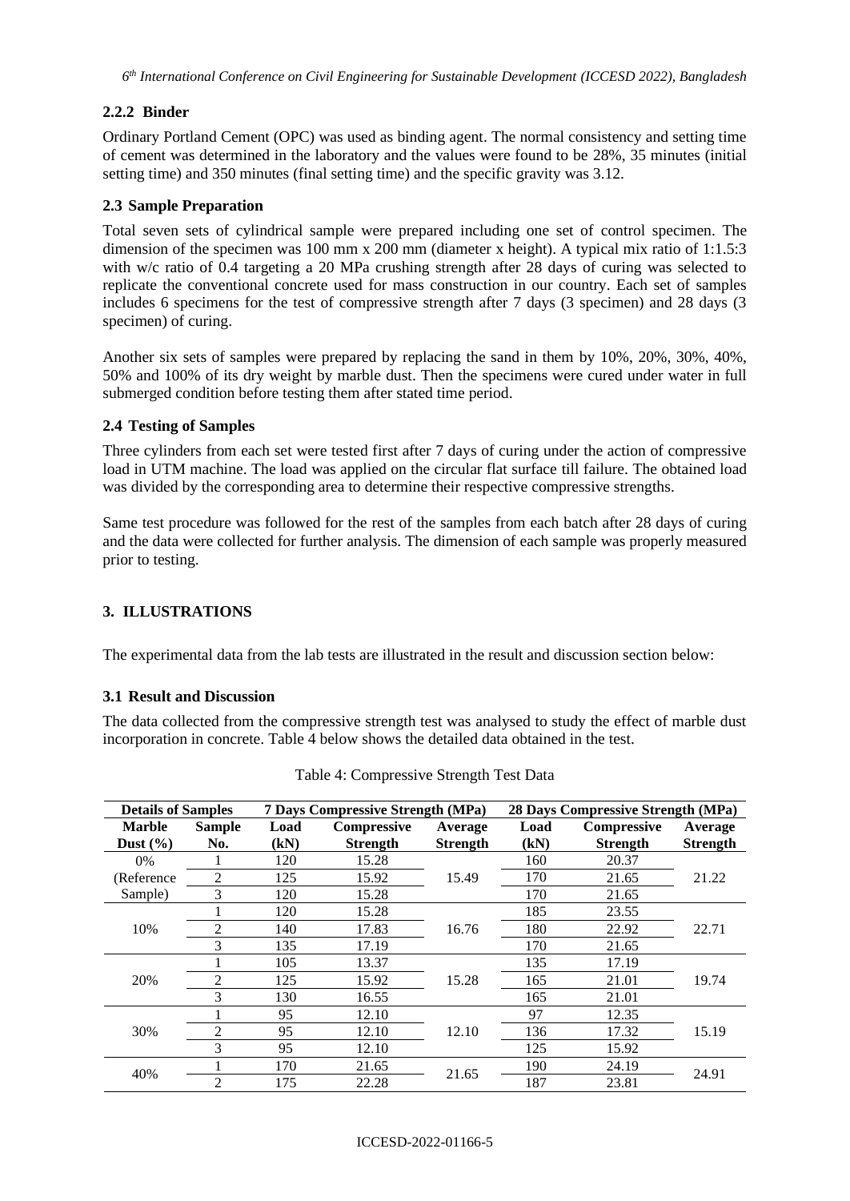### 2.2.2 Binder

Ordinary Portland Cement (OPC) was used as binding agent. The normal consistency and setting time of cement was determined in the laboratory and the values were found to be 28%, 35 minutes (initial setting time) and 350 minutes (final setting time) and the specific gravity was 3.12.

## 2.3 Sample Preparation

Total seven sets of cylindrical sample were prepared including one set of control specimen. The dimension of the specimen was 100 mm x 200 mm (diameter x height). A typical mix ratio of 1:1.5:3 with w/c ratio of 0.4 targeting a 20 MPa crushing strength after 28 days of curing was selected to replicate the conventional concrete used for mass construction in our country. Each set of samples includes 6 specimens for the test of compressive strength after 7 days (3 specimen) and 28 days (3 specimen) of curing.

Another six sets of samples were prepared by replacing the sand in them by 10%, 20%, 30%, 40%, 50% and 100% of its dry weight by marble dust. Then the specimens were cured under water in full submerged condition before testing them after stated time period.

## 2.4 Testing of Samples

Three cylinders from each set were tested first after 7 days of curing under the action of compressive load in UTM machine. The load was applied on the circular flat surface till failure. The obtained load was divided by the corresponding area to determine their respective compressive strengths.

Same test procedure was followed for the rest of the samples from each batch after 28 days of curing and the data were collected for further analysis. The dimension of each sample was properly measured prior to testing.

# 3. ILLUSTRATIONS

The experimental data from the lab tests are illustrated in the result and discussion section below:

## 3.1 Result and Discussion

The data collected from the compressive strength test was analysed to study the effect of marble dust incorporation in concrete. Table 4 below shows the detailed data obtained in the test.

Table 4: Compressive Strength Test Data

| Details of Samples | | 7 Days Compressive Strength (MPa) | | | 28 Days Compressive Strength (MPa) | | |
|---|---|---|---|---|---|---|---|
| **Marble Dust (%)** | **Sample No.** | **Load (kN)** | **Compressive Strength** | **Average Strength** | **Load (kN)** | **Compressive Strength** | **Average Strength** |
| 0% (Reference Sample) | 1 | 120 | 15.28 | 15.49 | 160 | 20.37 | 21.22 |
| | 2 | 125 | 15.92 | | 170 | 21.65 | |
| | 3 | 120 | 15.28 | | 170 | 21.65 | |
| 10% | 1 | 120 | 15.28 | 16.76 | 185 | 23.55 | 22.71 |
| | 2 | 140 | 17.83 | | 180 | 22.92 | |
| | 3 | 135 | 17.19 | | 170 | 21.65 | |
| 20% | 1 | 105 | 13.37 | 15.28 | 135 | 17.19 | 19.74 |
| | 2 | 125 | 15.92 | | 165 | 21.01 | |
| | 3 | 130 | 16.55 | | 165 | 21.01 | |
| 30% | 1 | 95 | 12.10 | 12.10 | 97 | 12.35 | 15.19 |
| | 2 | 95 | 12.10 | | 136 | 17.32 | |
| | 3 | 95 | 12.10 | | 125 | 15.92 | |
| 40% | 1 | 170 | 21.65 | 21.65 | 190 | 24.19 | 24.91 |
| | 2 | 175 | 22.28 | | 187 | 23.81 | |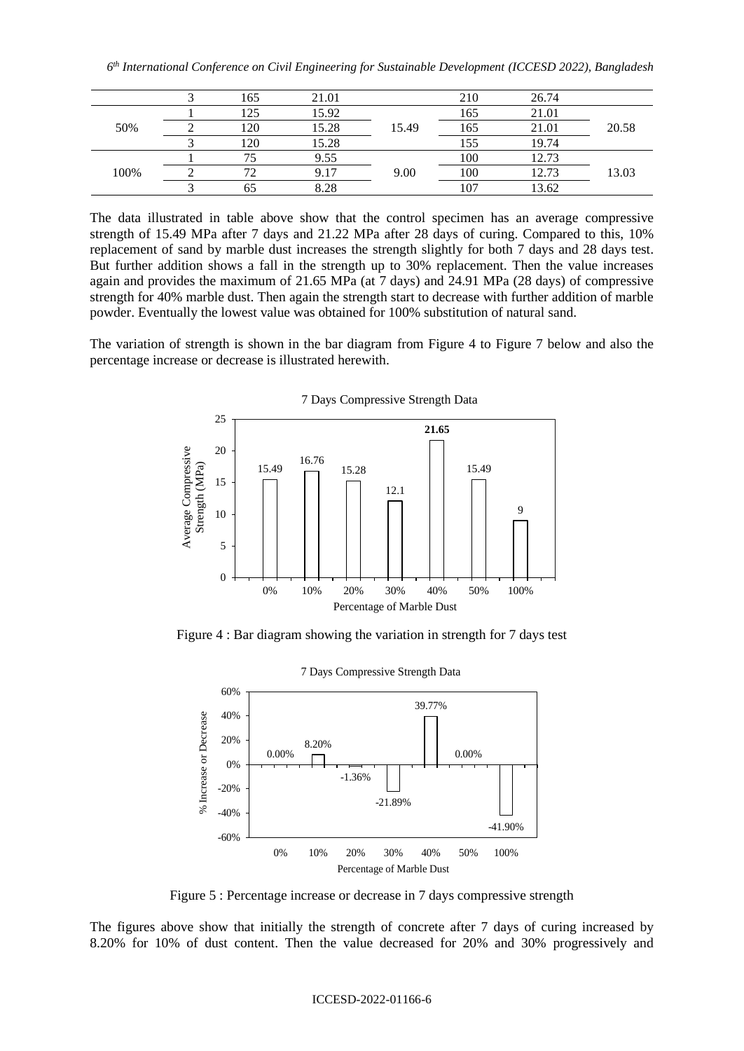|  | 3 | 165 | 21.01 |  | 210 | 26.74 |  |
|---|---|---|---|---|---|---|---|
| 50% | 1 | 125 | 15.92 | 15.49 | 165 | 21.01 | 20.58 |
|  | 2 | 120 | 15.28 |  | 165 | 21.01 |  |
|  | 3 | 120 | 15.28 |  | 155 | 19.74 |  |
| 100% | 1 | 75 | 9.55 | 9.00 | 100 | 12.73 | 13.03 |
|  | 2 | 72 | 9.17 |  | 100 | 12.73 |  |
|  | 3 | 65 | 8.28 |  | 107 | 13.62 |  |

The data illustrated in table above show that the control specimen has an average compressive strength of 15.49 MPa after 7 days and 21.22 MPa after 28 days of curing. Compared to this, 10% replacement of sand by marble dust increases the strength slightly for both 7 days and 28 days test. But further addition shows a fall in the strength up to 30% replacement. Then the value increases again and provides the maximum of 21.65 MPa (at 7 days) and 24.91 MPa (28 days) of compressive strength for 40% marble dust. Then again the strength start to decrease with further addition of marble powder. Eventually the lowest value was obtained for 100% substitution of natural sand.

The variation of strength is shown in the bar diagram from Figure 4 to Figure 7 below and also the percentage increase or decrease is illustrated herewith.

Figure 4 : Bar diagram showing the variation in strength for 7 days test

Figure 5 : Percentage increase or decrease in 7 days compressive strength

The figures above show that initially the strength of concrete after 7 days of curing increased by 8.20% for 10% of dust content. Then the value decreased for 20% and 30% progressively and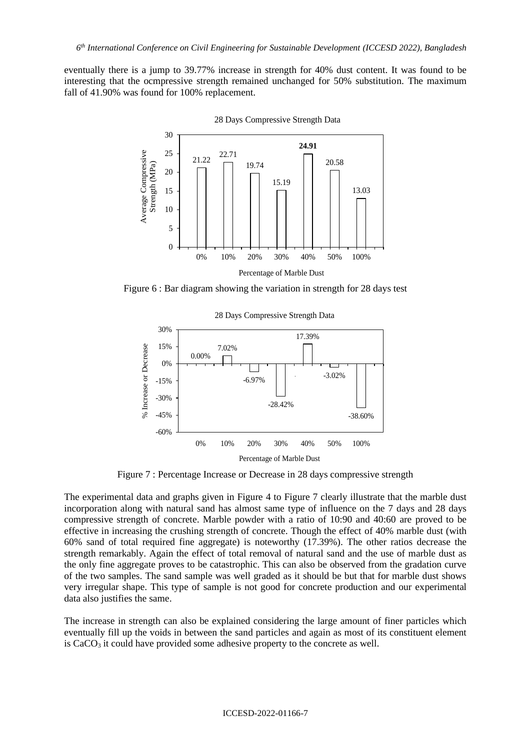eventually there is a jump to 39.77% increase in strength for 40% dust content. It was found to be interesting that the ocmpressive strength remained unchanged for 50% substitution. The maximum fall of 41.90% was found for 100% replacement.

Figure 6 : Bar diagram showing the variation in strength for 28 days test

Figure 7 : Percentage Increase or Decrease in 28 days compressive strength

The experimental data and graphs given in Figure 4 to Figure 7 clearly illustrate that the marble dust incorporation along with natural sand has almost same type of influence on the 7 days and 28 days compressive strength of concrete. Marble powder with a ratio of 10:90 and 40:60 are proved to be effective in increasing the crushing strength of concrete. Though the effect of 40% marble dust (with 60% sand of total required fine aggregate) is noteworthy (17.39%). The other ratios decrease the strength remarkably. Again the effect of total removal of natural sand and the use of marble dust as the only fine aggregate proves to be catastrophic. This can also be observed from the gradation curve of the two samples. The sand sample was well graded as it should be but that for marble dust shows very irregular shape. This type of sample is not good for concrete production and our experimental data also justifies the same.

The increase in strength can also be explained considering the large amount of finer particles which eventually fill up the voids in between the sand particles and again as most of its constituent element is $CaCO_3$ it could have provided some adhesive property to the concrete as well.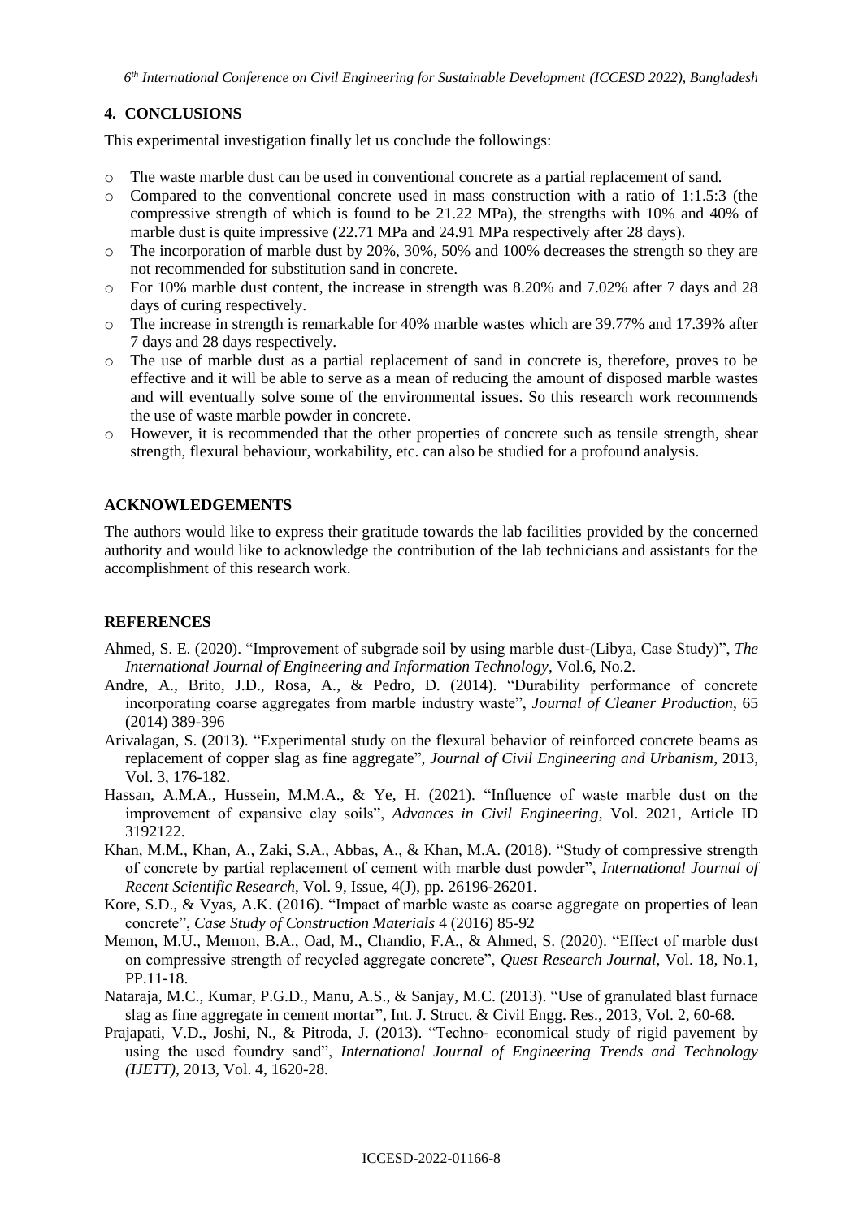## 4. CONCLUSIONS

This experimental investigation finally let us conclude the followings:

- The waste marble dust can be used in conventional concrete as a partial replacement of sand.
- Compared to the conventional concrete used in mass construction with a ratio of 1:1.5:3 (the compressive strength of which is found to be 21.22 MPa), the strengths with 10% and 40% of marble dust is quite impressive (22.71 MPa and 24.91 MPa respectively after 28 days).
- The incorporation of marble dust by 20%, 30%, 50% and 100% decreases the strength so they are not recommended for substitution sand in concrete.
- For 10% marble dust content, the increase in strength was 8.20% and 7.02% after 7 days and 28 days of curing respectively.
- The increase in strength is remarkable for 40% marble wastes which are 39.77% and 17.39% after 7 days and 28 days respectively.
- The use of marble dust as a partial replacement of sand in concrete is, therefore, proves to be effective and it will be able to serve as a mean of reducing the amount of disposed marble wastes and will eventually solve some of the environmental issues. So this research work recommends the use of waste marble powder in concrete.
- However, it is recommended that the other properties of concrete such as tensile strength, shear strength, flexural behaviour, workability, etc. can also be studied for a profound analysis.

## ACKNOWLEDGEMENTS

The authors would like to express their gratitude towards the lab facilities provided by the concerned authority and would like to acknowledge the contribution of the lab technicians and assistants for the accomplishment of this research work.

## REFERENCES

Ahmed, S. E. (2020). "Improvement of subgrade soil by using marble dust-(Libya, Case Study)", *The International Journal of Engineering and Information Technology*, Vol.6, No.2.

Andre, A., Brito, J.D., Rosa, A., & Pedro, D. (2014). "Durability performance of concrete incorporating coarse aggregates from marble industry waste", *Journal of Cleaner Production*, 65 (2014) 389-396

Arivalagan, S. (2013). "Experimental study on the flexural behavior of reinforced concrete beams as replacement of copper slag as fine aggregate", *Journal of Civil Engineering and Urbanism*, 2013, Vol. 3, 176-182.

Hassan, A.M.A., Hussein, M.M.A., & Ye, H. (2021). "Influence of waste marble dust on the improvement of expansive clay soils", *Advances in Civil Engineering*, Vol. 2021, Article ID 3192122.

Khan, M.M., Khan, A., Zaki, S.A., Abbas, A., & Khan, M.A. (2018). "Study of compressive strength of concrete by partial replacement of cement with marble dust powder", *International Journal of Recent Scientific Research*, Vol. 9, Issue, 4(J), pp. 26196-26201.

Kore, S.D., & Vyas, A.K. (2016). "Impact of marble waste as coarse aggregate on properties of lean concrete", *Case Study of Construction Materials* 4 (2016) 85-92

Memon, M.U., Memon, B.A., Oad, M., Chandio, F.A., & Ahmed, S. (2020). "Effect of marble dust on compressive strength of recycled aggregate concrete", *Quest Research Journal*, Vol. 18, No.1, PP.11-18.

Nataraja, M.C., Kumar, P.G.D., Manu, A.S., & Sanjay, M.C. (2013). "Use of granulated blast furnace slag as fine aggregate in cement mortar", Int. J. Struct. & Civil Engg. Res., 2013, Vol. 2, 60-68.

Prajapati, V.D., Joshi, N., & Pitroda, J. (2013). "Techno- economical study of rigid pavement by using the used foundry sand", *International Journal of Engineering Trends and Technology (IJETT)*, 2013, Vol. 4, 1620-28.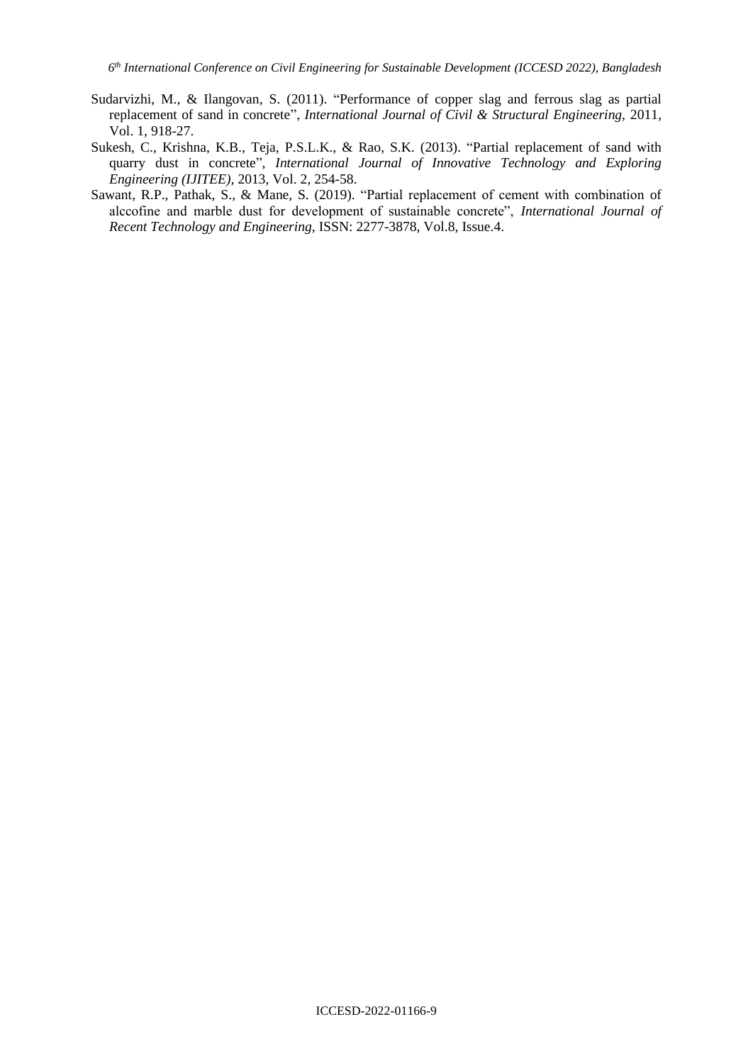Sudarvizhi, M., & Ilangovan, S. (2011). "Performance of copper slag and ferrous slag as partial replacement of sand in concrete", *International Journal of Civil & Structural Engineering,* 2011, Vol. 1, 918-27.

Sukesh, C., Krishna, K.B., Teja, P.S.L.K., & Rao, S.K. (2013). "Partial replacement of sand with quarry dust in concrete", *International Journal of Innovative Technology and Exploring Engineering (IJITEE),* 2013, Vol. 2, 254-58.

Sawant, R.P., Pathak, S., & Mane, S. (2019). "Partial replacement of cement with combination of alccofine and marble dust for development of sustainable concrete", *International Journal of Recent Technology and Engineering*, ISSN: 2277-3878, Vol.8, Issue.4.